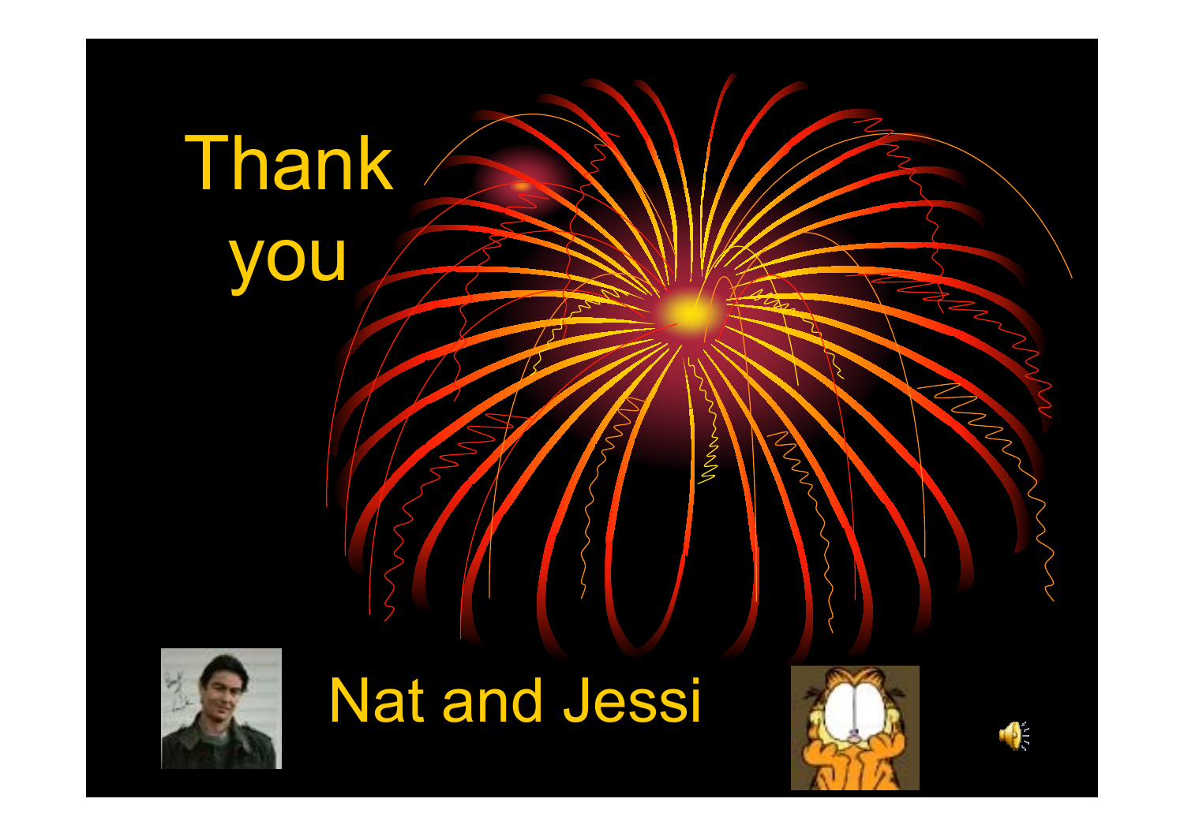# Thank you

Nat and Jessi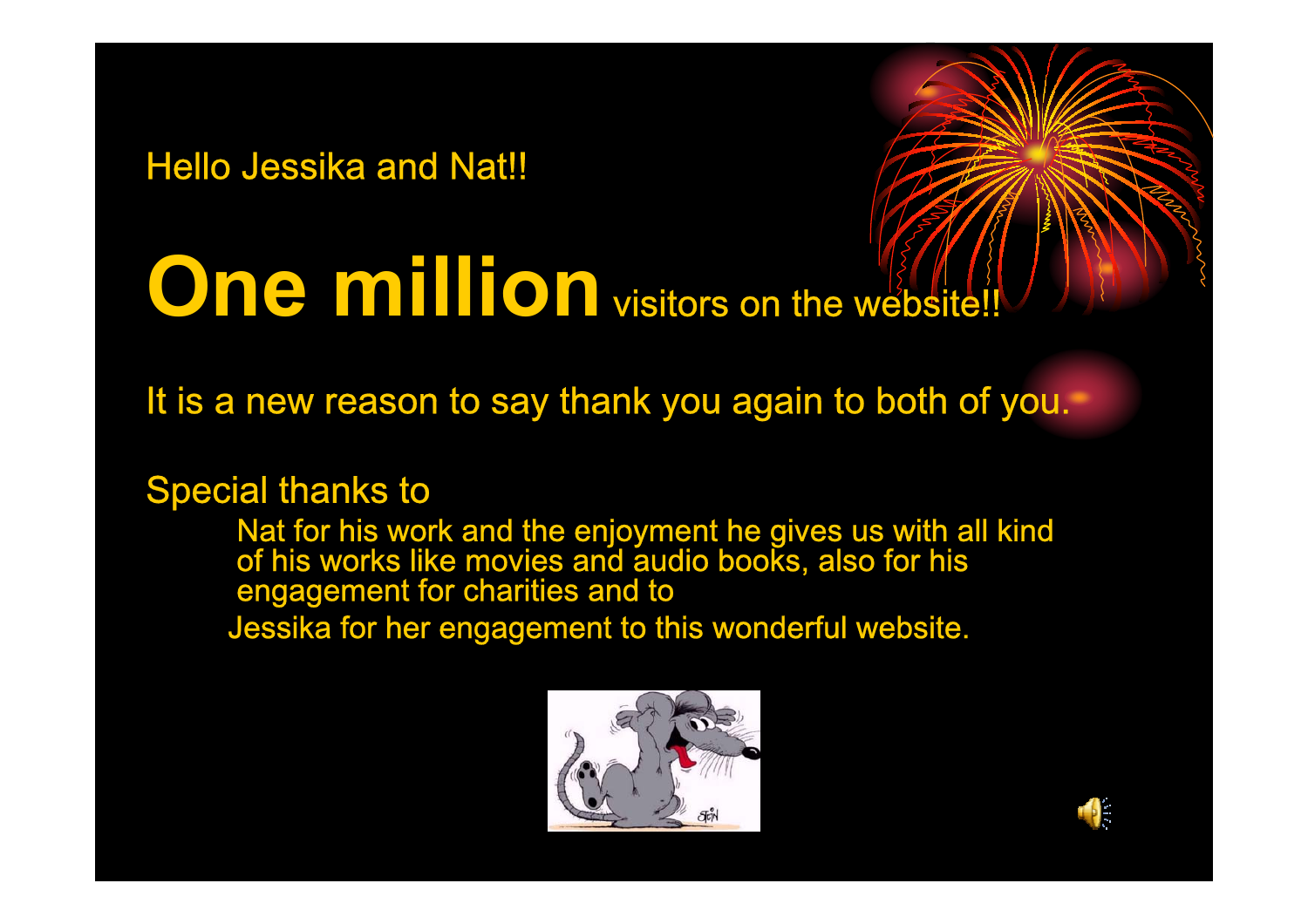Hello Jessika and Nat!!

**One million** visitors on the website!!

It is a new reason to say thank you again to both of you.

Special thanks to

Nat for his work and the enjoyment he gives us with all kind of his works like movies and audio books, also for his engagement for charities and to

Jessika for her engagement to this wonderful website.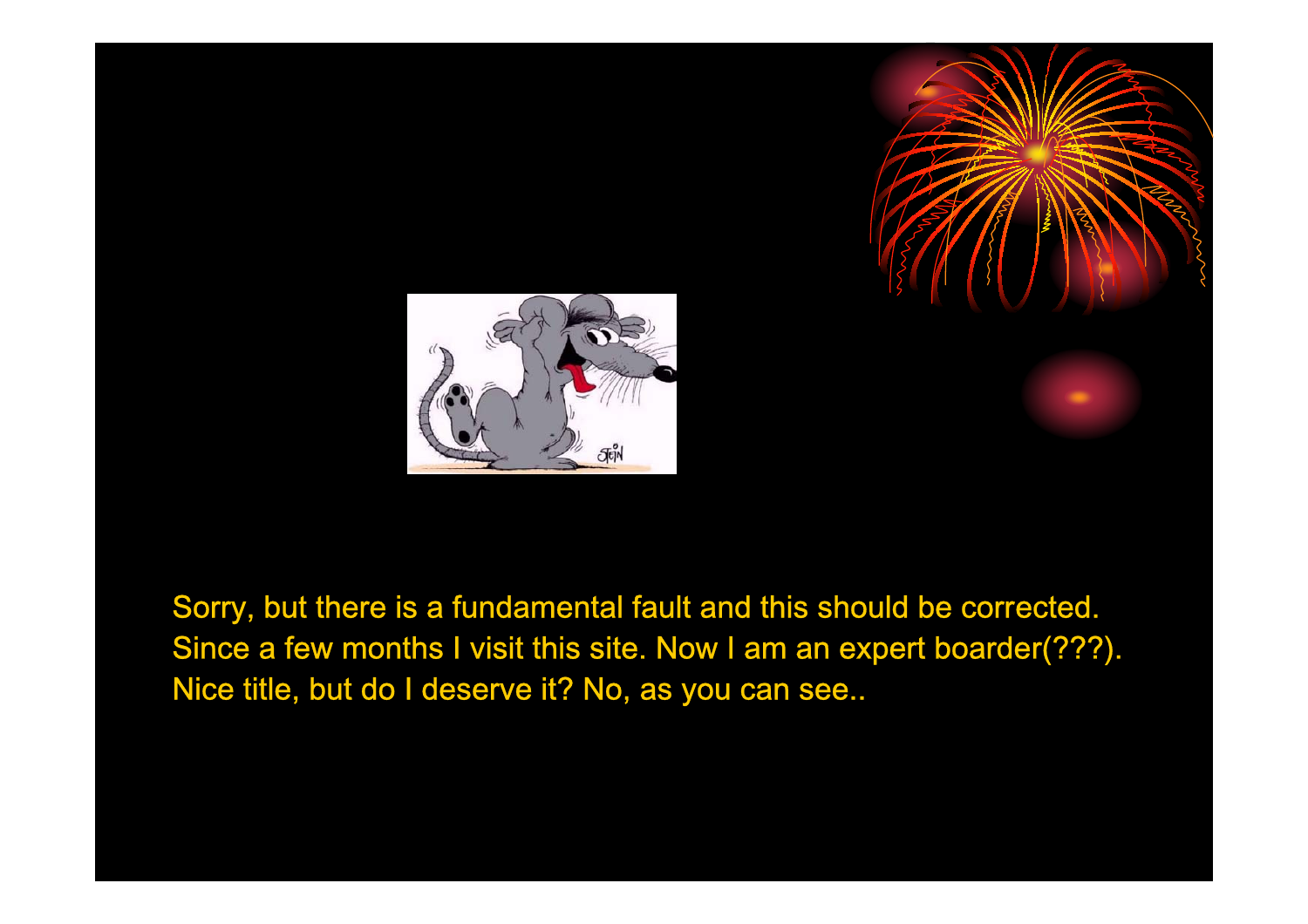Sorry, but there is a fundamental fault and this should be corrected. Since a few months I visit this site. Now I am an expert boarder(???). Nice title, but do I deserve it? No, as you can see..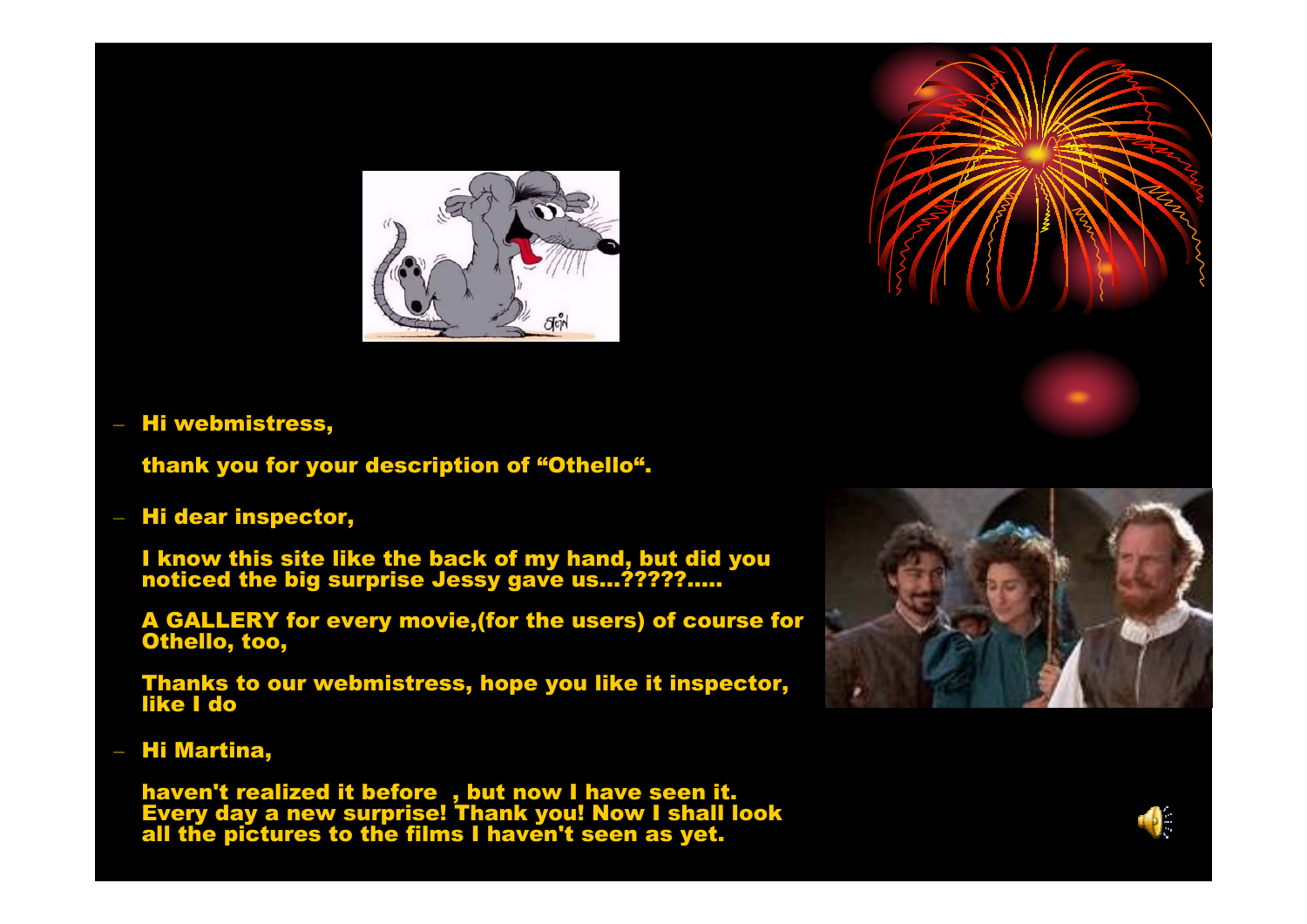- **Hi webmistress,**

  **thank you for your description of “Othello“.**

- **Hi dear inspector,**

  **I know this site like the back of my hand, but did you noticed the big surprise Jessy gave us...?????.....**

  **A GALLERY for every movie,(for the users) of course for Othello, too,**

  **Thanks to our webmistress, hope you like it inspector, like I do**

- **Hi Martina,**

  **haven't realized it before , but now I have seen it. Every day a new surprise! Thank you! Now I shall look all the pictures to the films I haven't seen as yet.**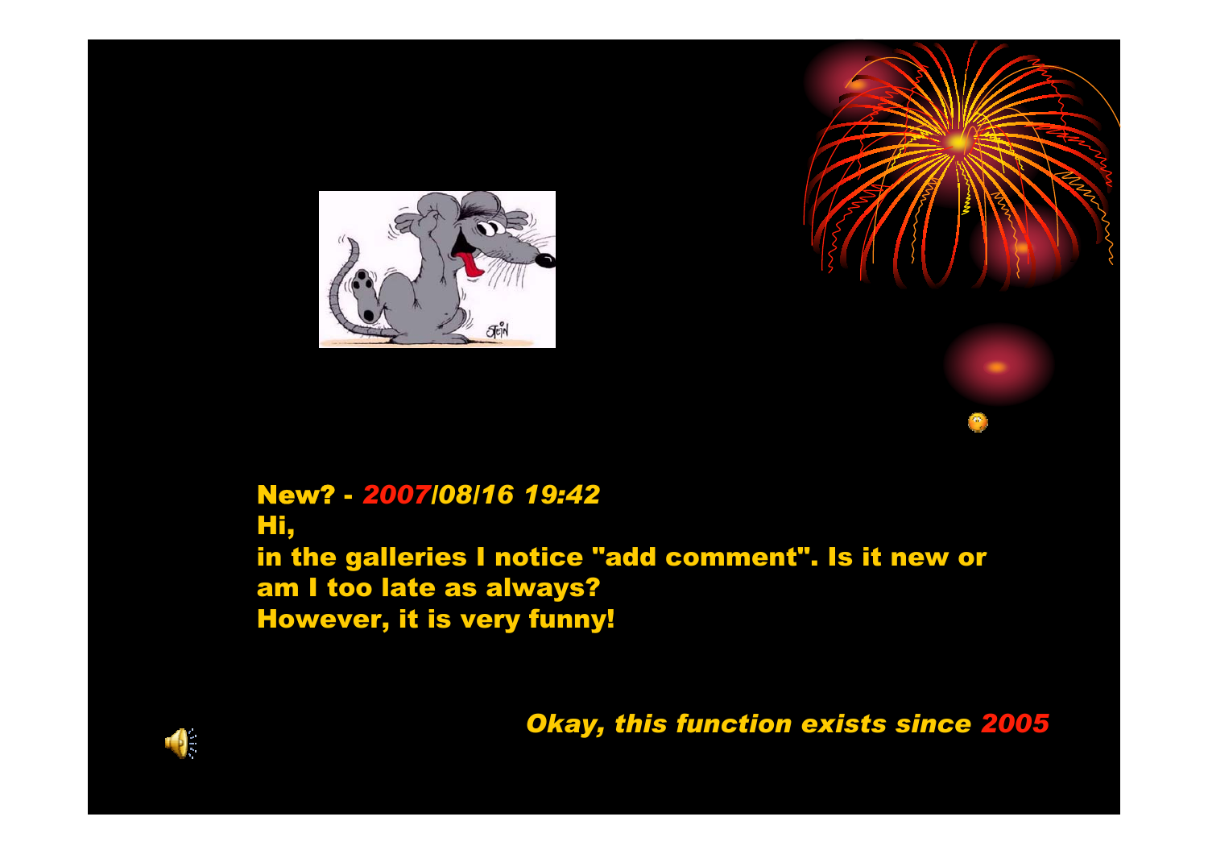**New? - *2007/08/16 19:42***
**Hi,**
**in the galleries I notice "add comment". Is it new or am I too late as always?**
**However, it is very funny!**

***Okay, this function exists since 2005***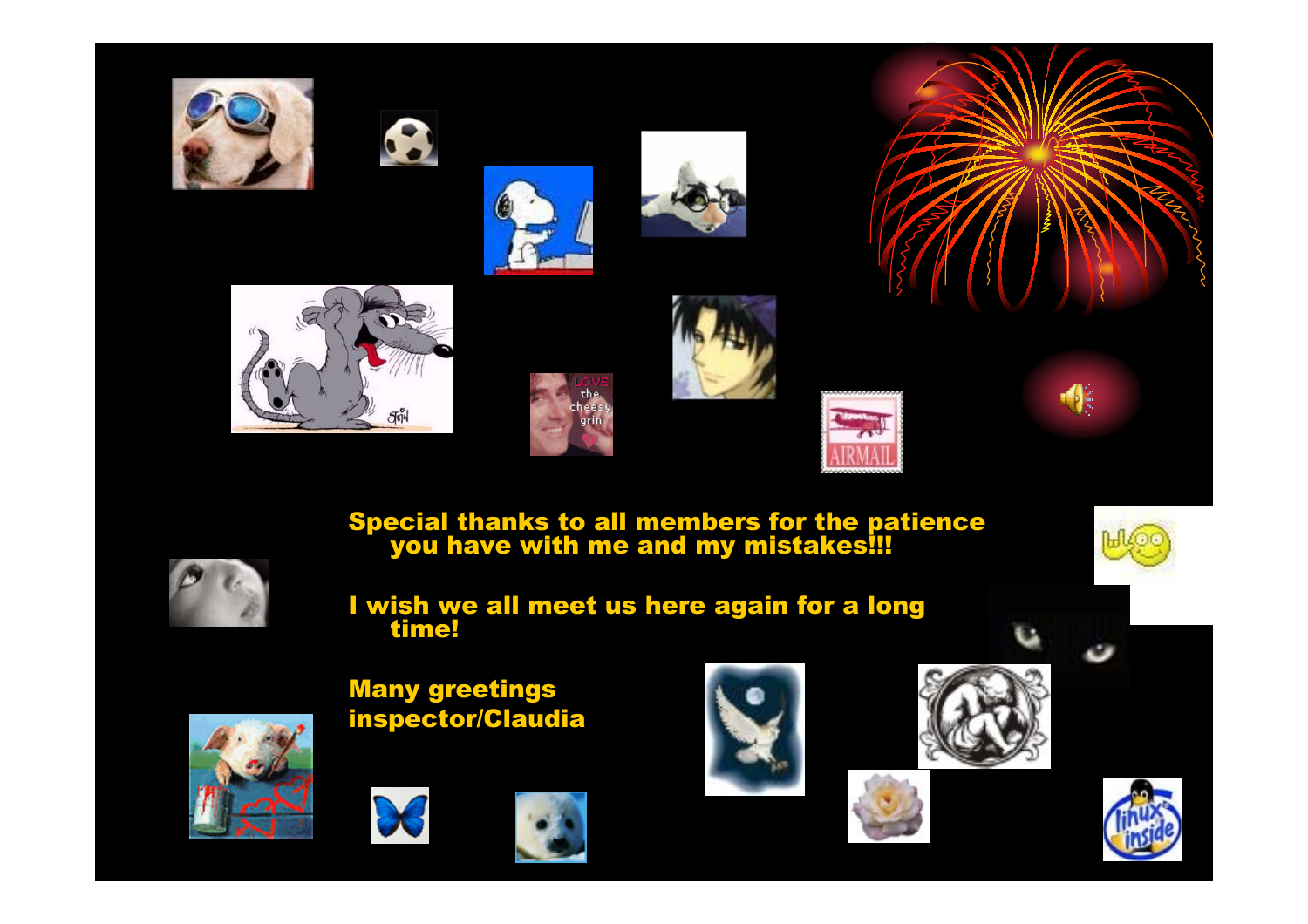**Special thanks to all members for the patience you have with me and my mistakes!!!**

**I wish we all meet us here again for a long time!**

**Many greetings**
**inspector/Claudia**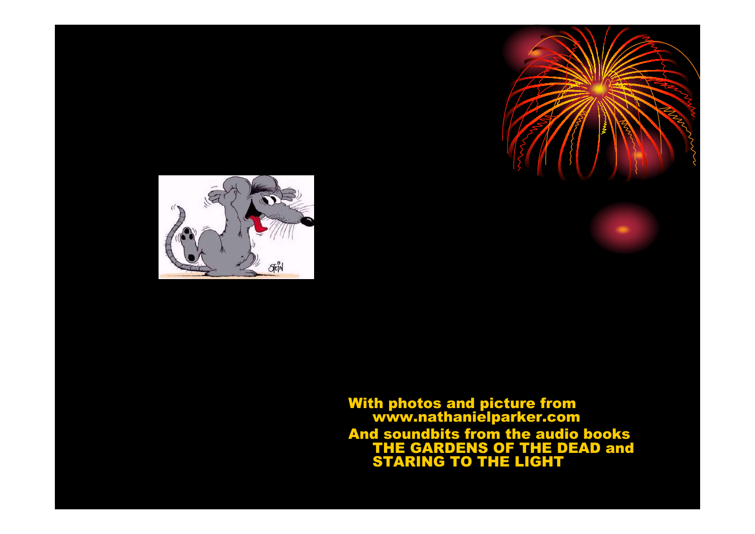With photos and picture from
www.nathanielparker.com

And soundbits from the audio books
THE GARDENS OF THE DEAD and
STARING TO THE LIGHT